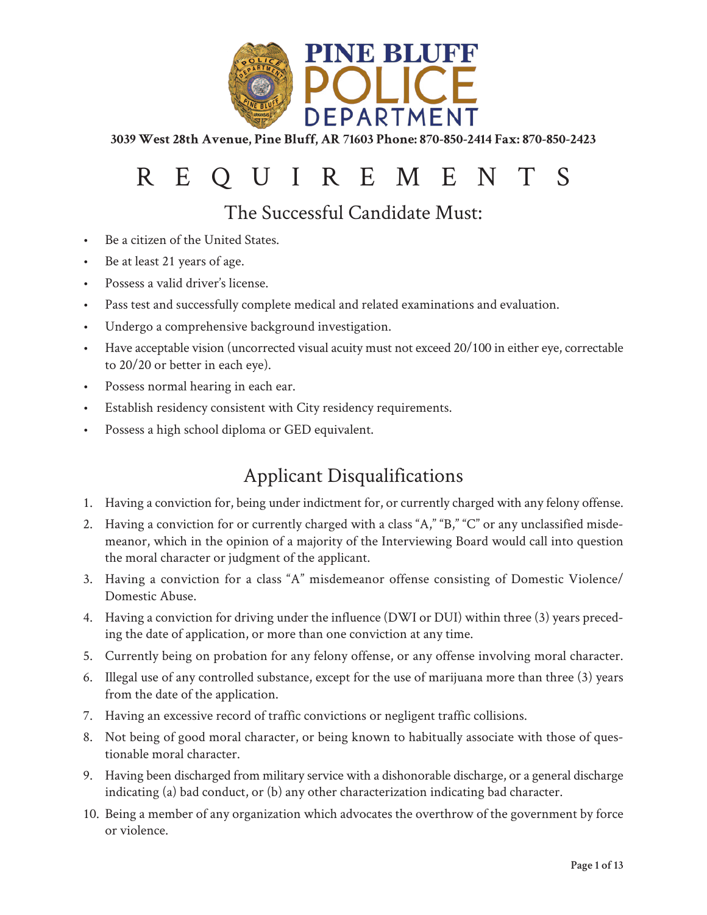# PINE BLUFF POLICE DEPARTMENT

**3039 West 28th Avenue, Pine Bluff, AR 71603 Phone: 870-850-2414 Fax: 870-850-2423**

# REQUIREMENTS

## The Successful Candidate Must:

- Be a citizen of the United States.
- Be at least 21 years of age.
- Possess a valid driver's license.
- Pass test and successfully complete medical and related examinations and evaluation.
- Undergo a comprehensive background investigation.
- Have acceptable vision (uncorrected visual acuity must not exceed 20/100 in either eye, correctable to 20/20 or better in each eye).
- Possess normal hearing in each ear.
- Establish residency consistent with City residency requirements.
- Possess a high school diploma or GED equivalent.

## Applicant Disqualifications

1. Having a conviction for, being under indictment for, or currently charged with any felony offense.
2. Having a conviction for or currently charged with a class "A," "B," "C" or any unclassified misdemeanor, which in the opinion of a majority of the Interviewing Board would call into question the moral character or judgment of the applicant.
3. Having a conviction for a class "A" misdemeanor offense consisting of Domestic Violence/ Domestic Abuse.
4. Having a conviction for driving under the influence (DWI or DUI) within three (3) years preceding the date of application, or more than one conviction at any time.
5. Currently being on probation for any felony offense, or any offense involving moral character.
6. Illegal use of any controlled substance, except for the use of marijuana more than three (3) years from the date of the application.
7. Having an excessive record of traffic convictions or negligent traffic collisions.
8. Not being of good moral character, or being known to habitually associate with those of questionable moral character.
9. Having been discharged from military service with a dishonorable discharge, or a general discharge indicating (a) bad conduct, or (b) any other characterization indicating bad character.
10. Being a member of any organization which advocates the overthrow of the government by force or violence.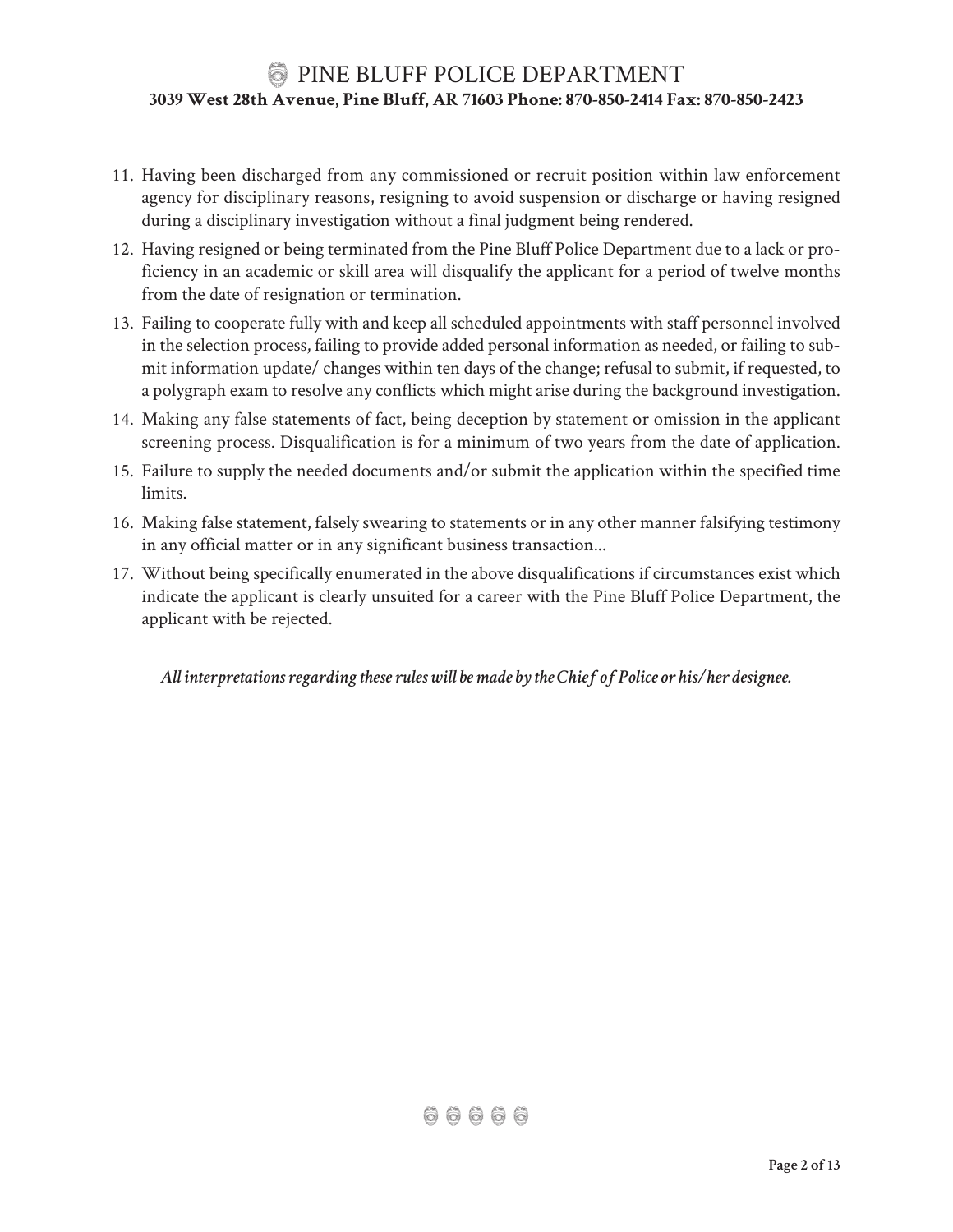11. Having been discharged from any commissioned or recruit position within law enforcement agency for disciplinary reasons, resigning to avoid suspension or discharge or having resigned during a disciplinary investigation without a final judgment being rendered.
12. Having resigned or being terminated from the Pine Bluff Police Department due to a lack or proficiency in an academic or skill area will disqualify the applicant for a period of twelve months from the date of resignation or termination.
13. Failing to cooperate fully with and keep all scheduled appointments with staff personnel involved in the selection process, failing to provide added personal information as needed, or failing to submit information update/ changes within ten days of the change; refusal to submit, if requested, to a polygraph exam to resolve any conflicts which might arise during the background investigation.
14. Making any false statements of fact, being deception by statement or omission in the applicant screening process. Disqualification is for a minimum of two years from the date of application.
15. Failure to supply the needed documents and/or submit the application within the specified time limits.
16. Making false statement, falsely swearing to statements or in any other manner falsifying testimony in any official matter or in any significant business transaction...
17. Without being specifically enumerated in the above disqualifications if circumstances exist which indicate the applicant is clearly unsuited for a career with the Pine Bluff Police Department, the applicant with be rejected.

*All interpretations regarding these rules will be made by the Chief of Police or his/her designee.*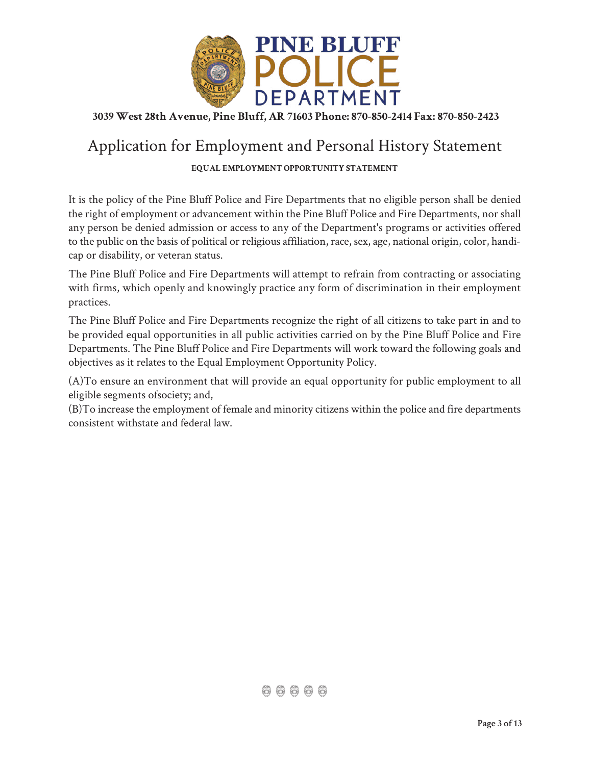# PINE BLUFF POLICE DEPARTMENT

**3039 West 28th Avenue, Pine Bluff, AR 71603 Phone: 870-850-2414 Fax: 870-850-2423**

## Application for Employment and Personal History Statement

**EQUAL EMPLOYMENT OPPORTUNITY STATEMENT**

It is the policy of the Pine Bluff Police and Fire Departments that no eligible person shall be denied the right of employment or advancement within the Pine Bluff Police and Fire Departments, nor shall any person be denied admission or access to any of the Department's programs or activities offered to the public on the basis of political or religious affiliation, race, sex, age, national origin, color, handicap or disability, or veteran status.

The Pine Bluff Police and Fire Departments will attempt to refrain from contracting or associating with firms, which openly and knowingly practice any form of discrimination in their employment practices.

The Pine Bluff Police and Fire Departments recognize the right of all citizens to take part in and to be provided equal opportunities in all public activities carried on by the Pine Bluff Police and Fire Departments. The Pine Bluff Police and Fire Departments will work toward the following goals and objectives as it relates to the Equal Employment Opportunity Policy.

(A)To ensure an environment that will provide an equal opportunity for public employment to all eligible segments ofsociety; and,
(B)To increase the employment of female and minority citizens within the police and fire departments consistent withstate and federal law.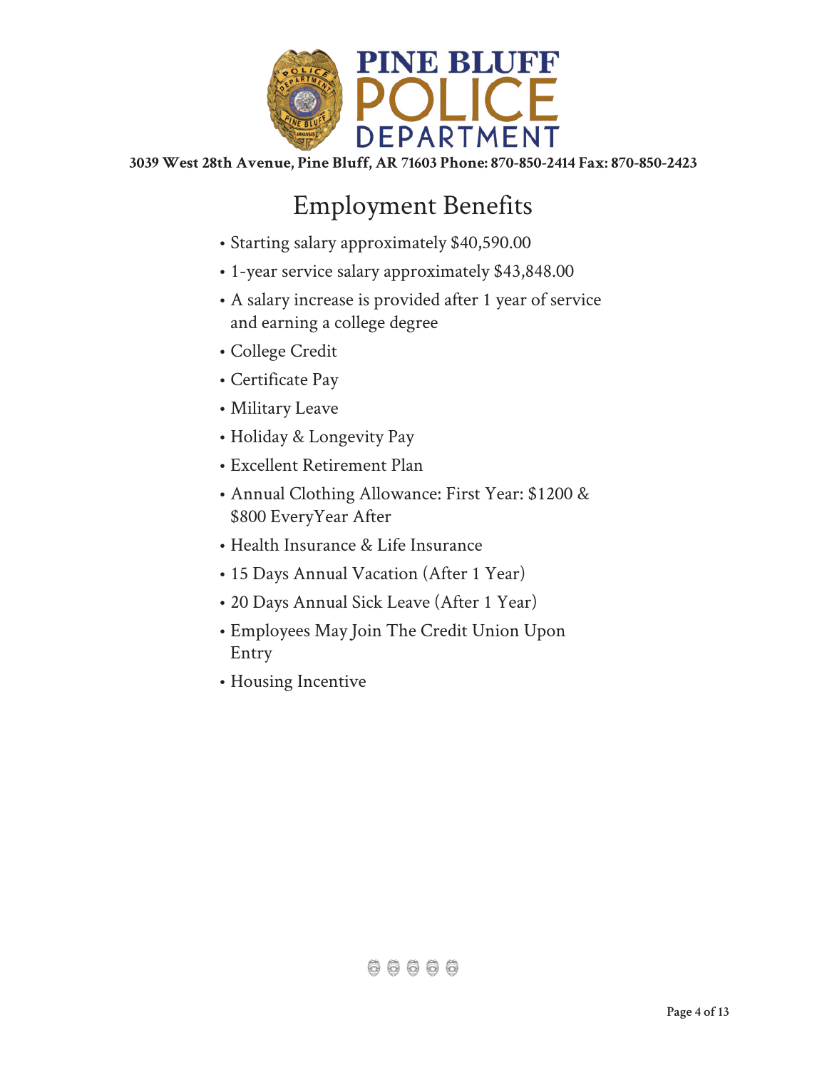**PINE BLUFF POLICE DEPARTMENT**

**3039 West 28th Avenue, Pine Bluff, AR 71603 Phone: 870-850-2414 Fax: 870-850-2423**

# Employment Benefits

- Starting salary approximately $40,590.00
- 1-year service salary approximately $43,848.00
- A salary increase is provided after 1 year of service and earning a college degree
- College Credit
- Certificate Pay
- Military Leave
- Holiday & Longevity Pay
- Excellent Retirement Plan
- Annual Clothing Allowance: First Year: $1200 & $800 EveryYear After
- Health Insurance & Life Insurance
- 15 Days Annual Vacation (After 1 Year)
- 20 Days Annual Sick Leave (After 1 Year)
- Employees May Join The Credit Union Upon Entry
- Housing Incentive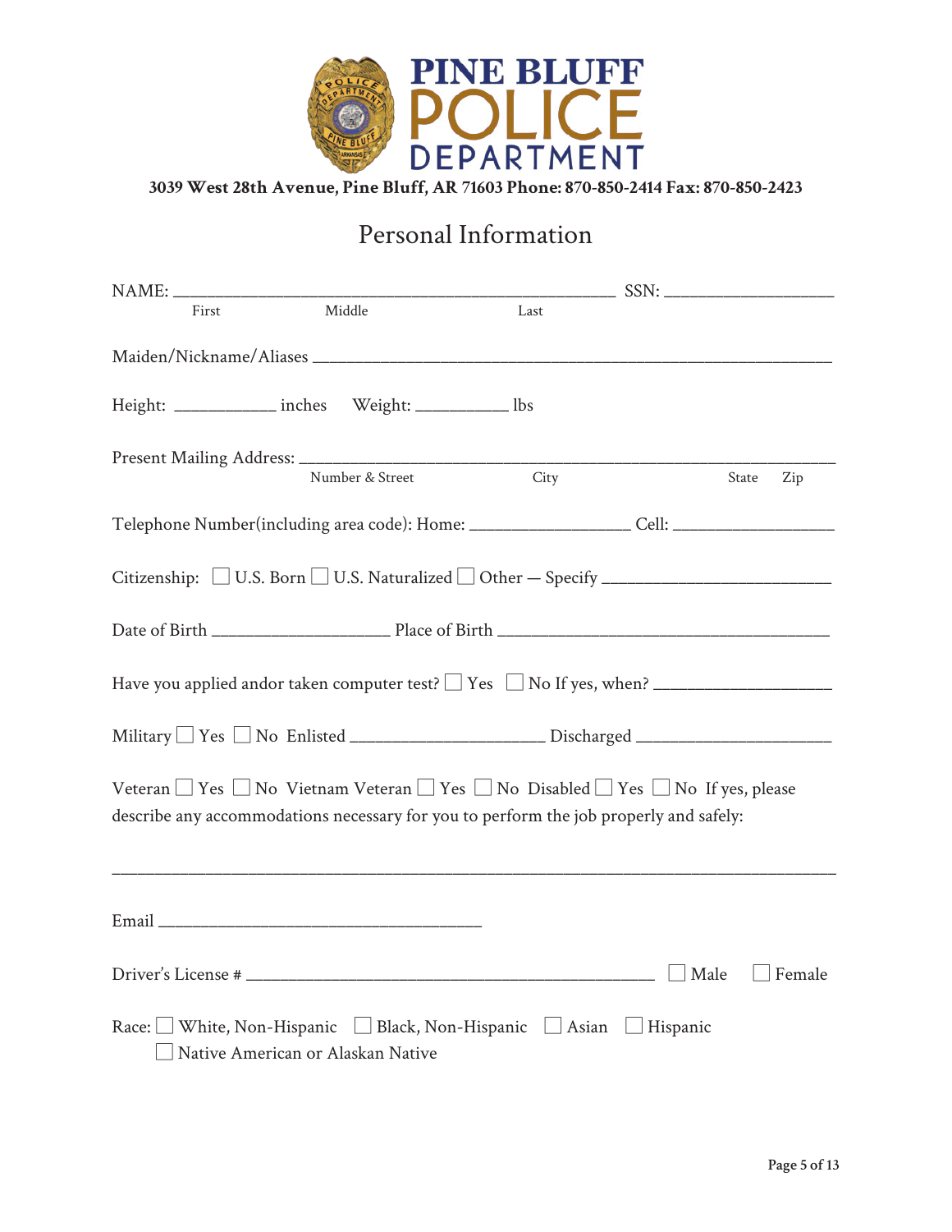# PINE BLUFF POLICE DEPARTMENT

**3039 West 28th Avenue, Pine Bluff, AR 71603 Phone: 870-850-2414 Fax: 870-850-2423**

## Personal Information

NAME: ______________________________________________________ SSN: ____________________
First Middle Last

Maiden/Nickname/Aliases ______________________________________________________________

Height: ___________ inches Weight: __________ lbs

Present Mailing Address: _______________________________________________________________
Number & Street City State Zip

Telephone Number(including area code): Home: __________________ Cell: __________________

Citizenship: ☐ U.S. Born ☐ U.S. Naturalized ☐ Other — Specify __________________________

Date of Birth ____________________ Place of Birth ______________________________________

Have you applied andor taken computer test? ☐ Yes ☐ No If yes, when? ____________________

Military ☐ Yes ☐ No Enlisted ______________________ Discharged ______________________

Veteran ☐ Yes ☐ No Vietnam Veteran ☐ Yes ☐ No Disabled ☐ Yes ☐ No If yes, please describe any accommodations necessary for you to perform the job properly and safely:

_____________________________________________________________________________________

Email ____________________________________

Driver's License # _______________________________________________ ☐ Male ☐ Female

Race: ☐ White, Non-Hispanic ☐ Black, Non-Hispanic ☐ Asian ☐ Hispanic
☐ Native American or Alaskan Native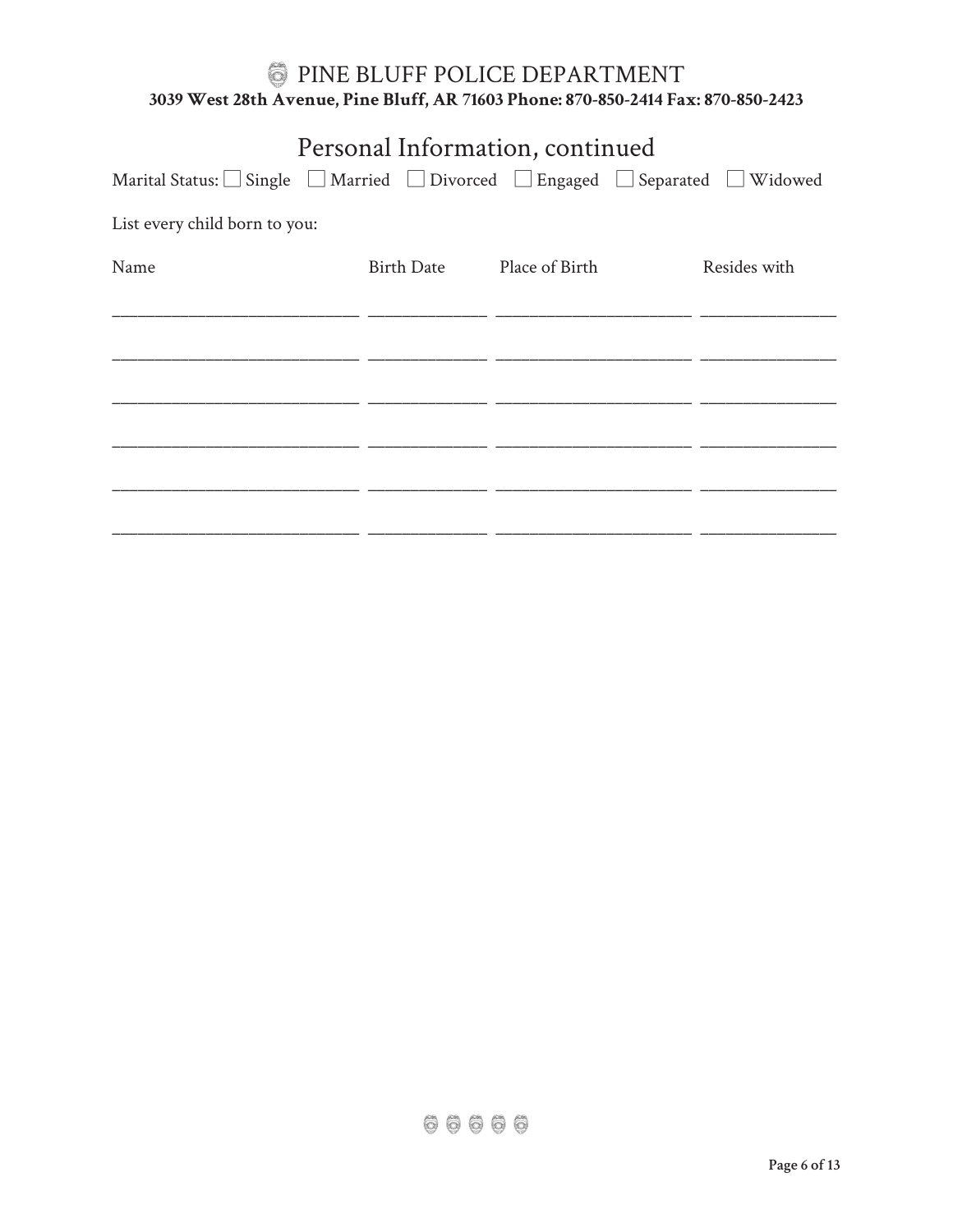## Personal Information, continued

Marital Status: ☐ Single ☐ Married ☐ Divorced ☐ Engaged ☐ Separated ☐ Widowed

List every child born to you:

| Name | Birth Date | Place of Birth | Resides with |
| --- | --- | --- | --- |
| | | | |
| | | | |
| | | | |
| | | | |
| | | | |
| | | | |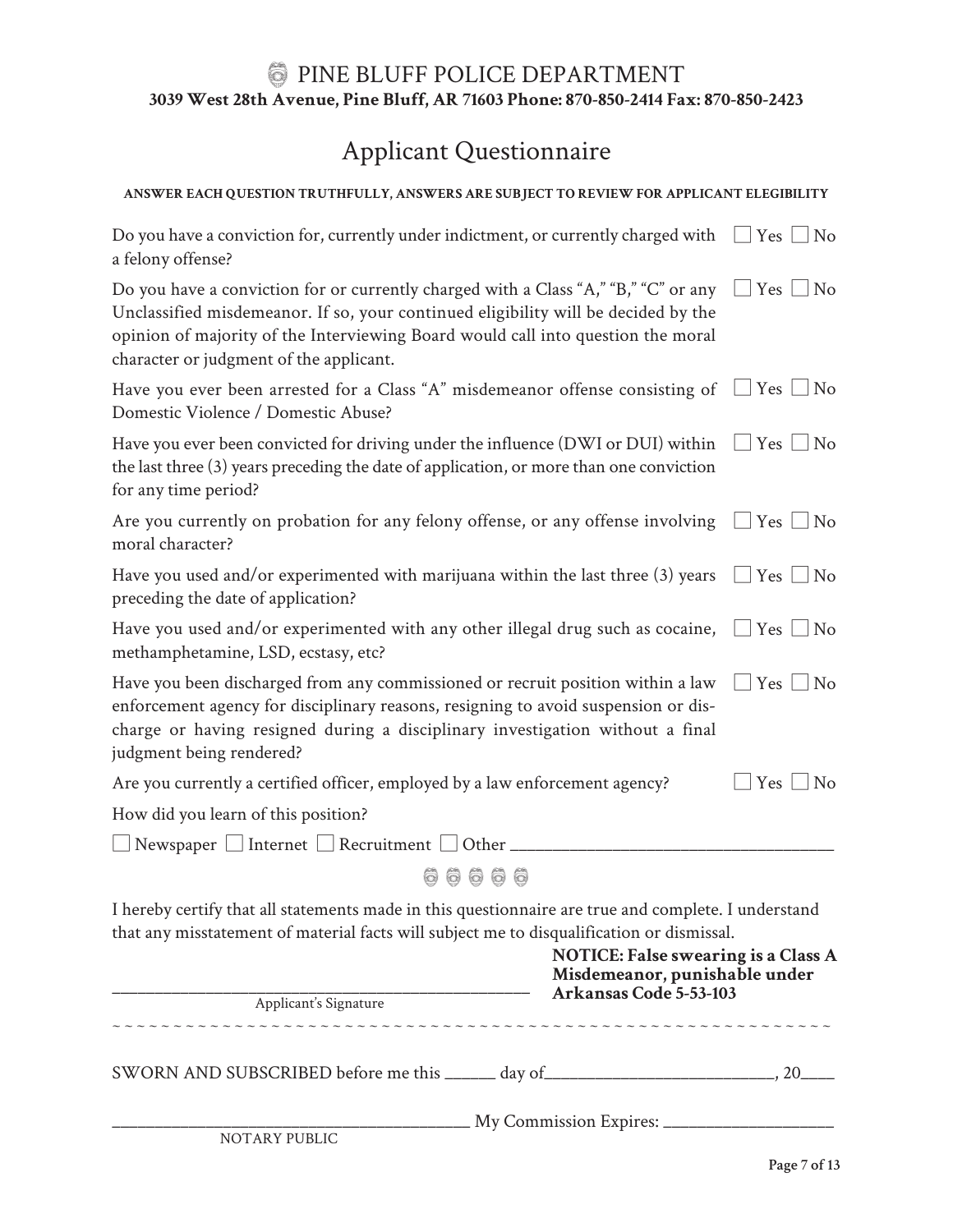# PINE BLUFF POLICE DEPARTMENT

**3039 West 28th Avenue, Pine Bluff, AR 71603 Phone: 870-850-2414 Fax: 870-850-2423**

## Applicant Questionnaire

**ANSWER EACH QUESTION TRUTHFULLY, ANSWERS ARE SUBJECT TO REVIEW FOR APPLICANT ELEGIBILITY**

| Question | Answer |
| --- | --- |
| Do you have a conviction for, currently under indictment, or currently charged with a felony offense? | ☐ Yes ☐ No |
| Do you have a conviction for or currently charged with a Class "A," "B," "C" or any Unclassified misdemeanor. If so, your continued eligibility will be decided by the opinion of majority of the Interviewing Board would call into question the moral character or judgment of the applicant. | ☐ Yes ☐ No |
| Have you ever been arrested for a Class "A" misdemeanor offense consisting of Domestic Violence / Domestic Abuse? | ☐ Yes ☐ No |
| Have you ever been convicted for driving under the influence (DWI or DUI) within the last three (3) years preceding the date of application, or more than one conviction for any time period? | ☐ Yes ☐ No |
| Are you currently on probation for any felony offense, or any offense involving moral character? | ☐ Yes ☐ No |
| Have you used and/or experimented with marijuana within the last three (3) years preceding the date of application? | ☐ Yes ☐ No |
| Have you used and/or experimented with any other illegal drug such as cocaine, methamphetamine, LSD, ecstasy, etc? | ☐ Yes ☐ No |
| Have you been discharged from any commissioned or recruit position within a law enforcement agency for disciplinary reasons, resigning to avoid suspension or discharge or having resigned during a disciplinary investigation without a final judgment being rendered? | ☐ Yes ☐ No |
| Are you currently a certified officer, employed by a law enforcement agency? | ☐ Yes ☐ No |

How did you learn of this position?

☐ Newspaper ☐ Internet ☐ Recruitment ☐ Other ______________________________________

I hereby certify that all statements made in this questionnaire are true and complete. I understand that any misstatement of material facts will subject me to disqualification or dismissal.

**NOTICE: False swearing is a Class A Misdemeanor, punishable under Arkansas Code 5-53-103**

_______________________________________________
Applicant's Signature

SWORN AND SUBSCRIBED before me this ______ day of___________________________, 20____

__________________________________________ My Commission Expires: ____________________
NOTARY PUBLIC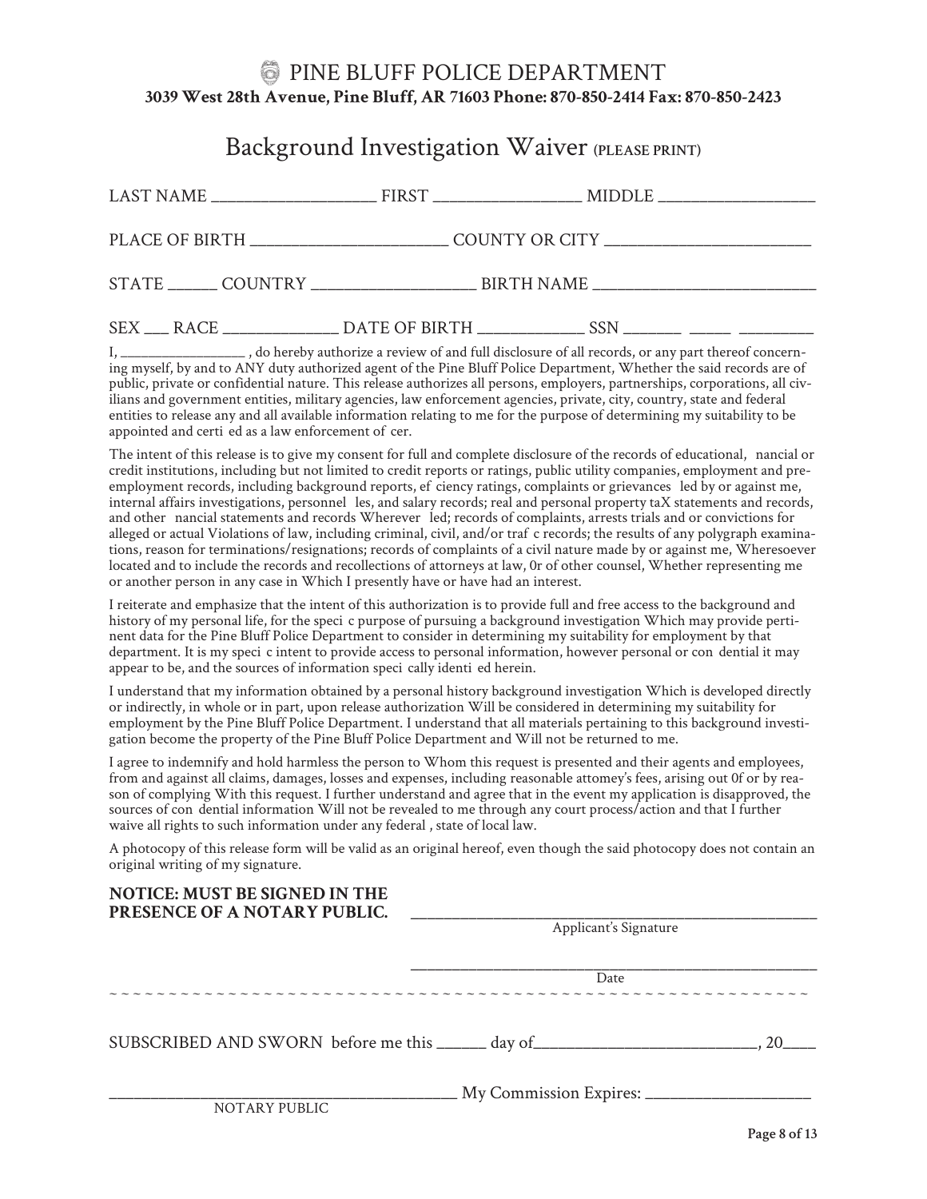# PINE BLUFF POLICE DEPARTMENT

**3039 West 28th Avenue, Pine Bluff, AR 71603 Phone: 870-850-2414 Fax: 870-850-2423**

## Background Investigation Waiver (PLEASE PRINT)

LAST NAME ____________________ FIRST __________________ MIDDLE ___________________

PLACE OF BIRTH ________________________ COUNTY OR CITY _________________________

STATE ______ COUNTRY ____________________ BIRTH NAME ___________________________

SEX ___ RACE ______________ DATE OF BIRTH _____________ SSN _______ _____ _________

I, _________________ , do hereby authorize a review of and full disclosure of all records, or any part thereof concerning myself, by and to ANY duty authorized agent of the Pine Bluff Police Department, Whether the said records are of public, private or confidential nature. This release authorizes all persons, employers, partnerships, corporations, all civilians and government entities, military agencies, law enforcement agencies, private, city, country, state and federal entities to release any and all available information relating to me for the purpose of determining my suitability to be appointed and certi ed as a law enforcement of cer.

The intent of this release is to give my consent for full and complete disclosure of the records of educational, nancial or credit institutions, including but not limited to credit reports or ratings, public utility companies, employment and pre-employment records, including background reports, ef ciency ratings, complaints or grievances led by or against me, internal affairs investigations, personnel les, and salary records; real and personal property taX statements and records, and other nancial statements and records Wherever led; records of complaints, arrests trials and or convictions for alleged or actual Violations of law, including criminal, civil, and/or traf c records; the results of any polygraph examinations, reason for terminations/resignations; records of complaints of a civil nature made by or against me, Wheresoever located and to include the records and recollections of attorneys at law, 0r of other counsel, Whether representing me or another person in any case in Which I presently have or have had an interest.

I reiterate and emphasize that the intent of this authorization is to provide full and free access to the background and history of my personal life, for the speci c purpose of pursuing a background investigation Which may provide pertinent data for the Pine Bluff Police Department to consider in determining my suitability for employment by that department. It is my speci c intent to provide access to personal information, however personal or con dential it may appear to be, and the sources of information speci cally identi ed herein.

I understand that my information obtained by a personal history background investigation Which is developed directly or indirectly, in whole or in part, upon release authorization Will be considered in determining my suitability for employment by the Pine Bluff Police Department. I understand that all materials pertaining to this background investigation become the property of the Pine Bluff Police Department and Will not be returned to me.

I agree to indemnify and hold harmless the person to Whom this request is presented and their agents and employees, from and against all claims, damages, losses and expenses, including reasonable attomey's fees, arising out 0f or by reason of complying With this request. I further understand and agree that in the event my application is disapproved, the sources of con dential information Will not be revealed to me through any court process/action and that I further waive all rights to such information under any federal , state of local law.

A photocopy of this release form will be valid as an original hereof, even though the said photocopy does not contain an original writing of my signature.

**NOTICE: MUST BE SIGNED IN THE PRESENCE OF A NOTARY PUBLIC.**

_______________________________________________
Applicant's Signature

_______________________________________________
Date

~ ~ ~ ~ ~ ~ ~ ~ ~ ~ ~ ~ ~ ~ ~ ~ ~ ~ ~ ~ ~ ~ ~ ~ ~ ~ ~ ~ ~ ~ ~ ~ ~ ~ ~ ~ ~ ~ ~ ~ ~ ~ ~ ~ ~ ~ ~ ~ ~ ~ ~ ~ ~ ~ ~ ~ ~ ~ ~ ~ ~ ~ ~ ~

SUBSCRIBED AND SWORN before me this ______ day of____________________________, 20____

____________________________________________ My Commission Expires: ____________________
NOTARY PUBLIC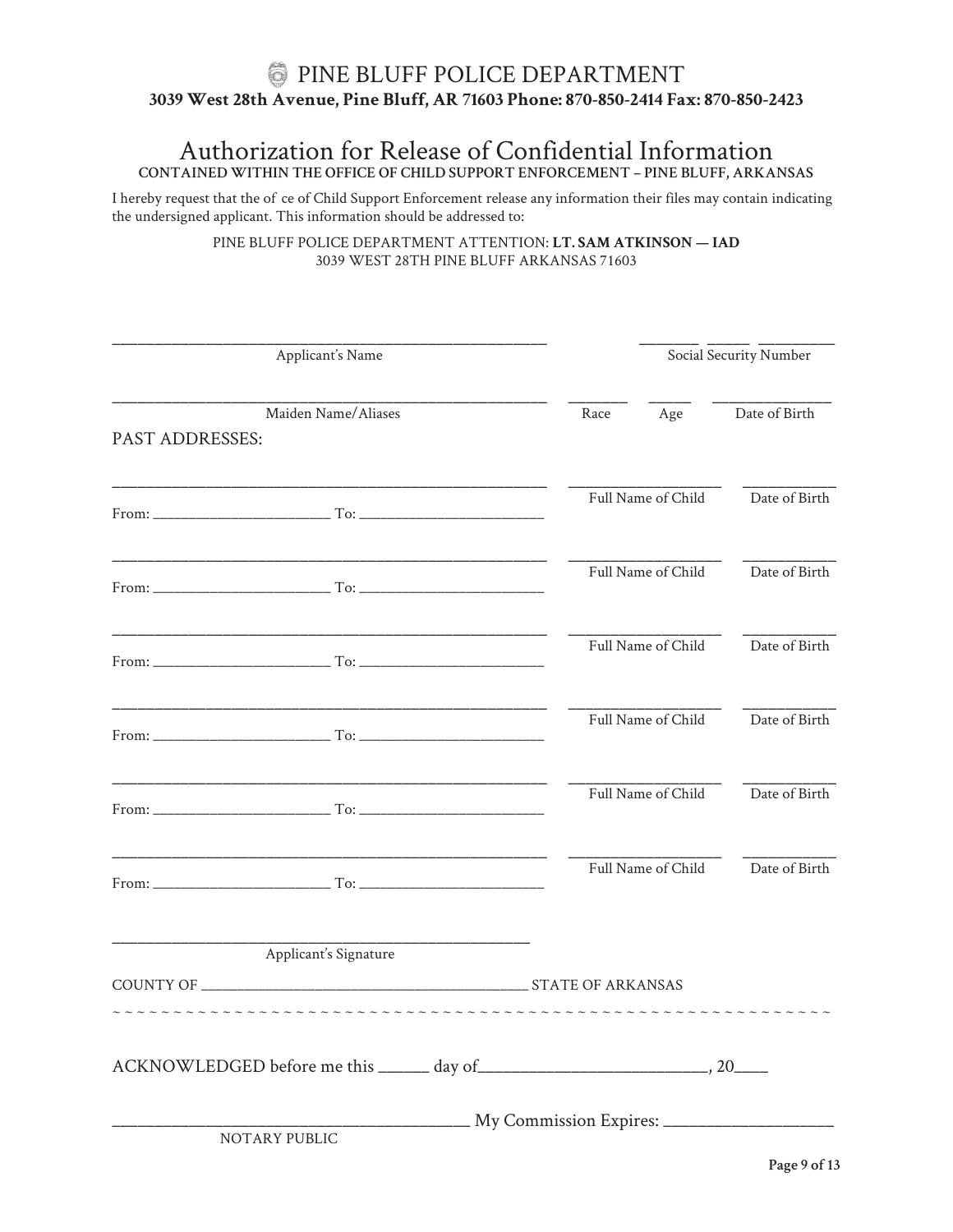# PINE BLUFF POLICE DEPARTMENT

**3039 West 28th Avenue, Pine Bluff, AR 71603 Phone: 870-850-2414 Fax: 870-850-2423**

## Authorization for Release of Confidential Information

**CONTAINED WITHIN THE OFFICE OF CHILD SUPPORT ENFORCEMENT – PINE BLUFF, ARKANSAS**

I hereby request that the of ce of Child Support Enforcement release any information their files may contain indicating the undersigned applicant. This information should be addressed to:

PINE BLUFF POLICE DEPARTMENT ATTENTION: **LT. SAM ATKINSON — IAD**
3039 WEST 28TH PINE BLUFF ARKANSAS 71603

______________________________ Applicant's Name

_______ _____ _________ Social Security Number

______________________________ Maiden Name/Aliases

_______ Race _____ Age ____________ Date of Birth

PAST ADDRESSES:

______________________________
From: ____________________ To: ____________________

________________ Full Name of Child ____________ Date of Birth

______________________________
From: ____________________ To: ____________________

________________ Full Name of Child ____________ Date of Birth

______________________________
From: ____________________ To: ____________________

________________ Full Name of Child ____________ Date of Birth

______________________________
From: ____________________ To: ____________________

________________ Full Name of Child ____________ Date of Birth

______________________________
From: ____________________ To: ____________________

________________ Full Name of Child ____________ Date of Birth

______________________________
From: ____________________ To: ____________________

________________ Full Name of Child ____________ Date of Birth

______________________________
Applicant's Signature

COUNTY OF ______________________________ STATE OF ARKANSAS

~ ~ ~ ~ ~ ~ ~ ~ ~ ~ ~ ~ ~ ~ ~ ~ ~ ~ ~ ~ ~ ~ ~ ~ ~ ~ ~ ~ ~ ~ ~ ~ ~ ~ ~ ~ ~ ~ ~ ~ ~ ~ ~ ~ ~ ~ ~ ~ ~ ~ ~ ~ ~ ~ ~ ~ ~ ~ ~ ~ ~

ACKNOWLEDGED before me this ______ day of__________________________, 20____

______________________________ My Commission Expires: ____________________
NOTARY PUBLIC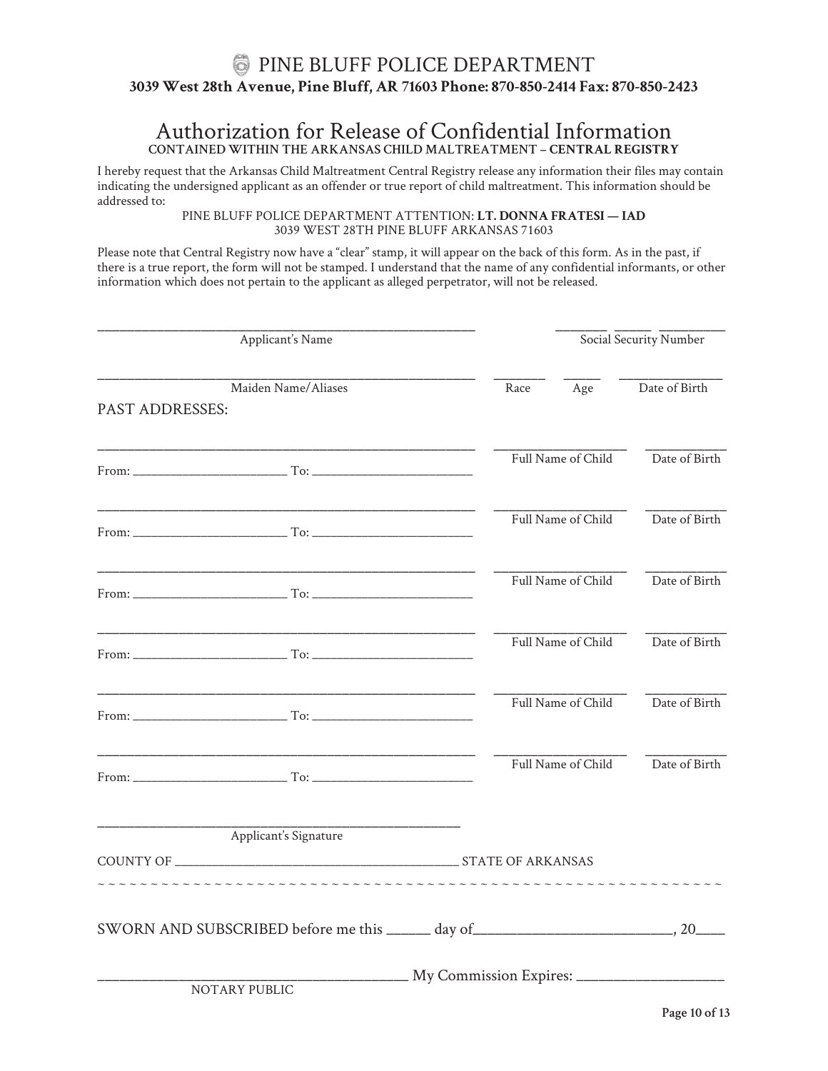# PINE BLUFF POLICE DEPARTMENT

**3039 West 28th Avenue, Pine Bluff, AR 71603 Phone: 870-850-2414 Fax: 870-850-2423**

## Authorization for Release of Confidential Information

**CONTAINED WITHIN THE ARKANSAS CHILD MALTREATMENT – CENTRAL REGISTRY**

I hereby request that the Arkansas Child Maltreatment Central Registry release any information their files may contain indicating the undersigned applicant as an offender or true report of child maltreatment. This information should be addressed to:

PINE BLUFF POLICE DEPARTMENT ATTENTION: **LT. DONNA FRATESI — IAD**
3039 WEST 28TH PINE BLUFF ARKANSAS 71603

Please note that Central Registry now have a "clear" stamp, it will appear on the back of this form. As in the past, if there is a true report, the form will not be stamped. I understand that the name of any confidential informants, or other information which does not pertain to the applicant as alleged perpetrator, will not be released.

_______________________________________________ ________ ______ __________
Applicant's Name Social Security Number

_______________________________________________ ________ ______ ______________
Maiden Name/Aliases Race Age Date of Birth

PAST ADDRESSES:

_______________________________________________ ____________________ __________
From: ____________________ To: ____________________ Full Name of Child Date of Birth

_______________________________________________ ____________________ __________
From: ____________________ To: ____________________ Full Name of Child Date of Birth

_______________________________________________ ____________________ __________
From: ____________________ To: ____________________ Full Name of Child Date of Birth

_______________________________________________ ____________________ __________
From: ____________________ To: ____________________ Full Name of Child Date of Birth

_______________________________________________ ____________________ __________
From: ____________________ To: ____________________ Full Name of Child Date of Birth

_______________________________________________ ____________________ __________
From: ____________________ To: ____________________ Full Name of Child Date of Birth

_______________________________________________
Applicant's Signature

COUNTY OF ________________________________________ STATE OF ARKANSAS

~ ~ ~ ~ ~ ~ ~ ~ ~ ~ ~ ~ ~ ~ ~ ~ ~ ~ ~ ~ ~ ~ ~ ~ ~ ~ ~ ~ ~ ~ ~ ~ ~ ~ ~ ~ ~ ~ ~ ~ ~ ~ ~ ~ ~ ~ ~ ~ ~ ~ ~ ~ ~ ~ ~ ~ ~ ~ ~ ~

SWORN AND SUBSCRIBED before me this ______ day of___________________________, 20____

_________________________________________ My Commission Expires: ____________________
NOTARY PUBLIC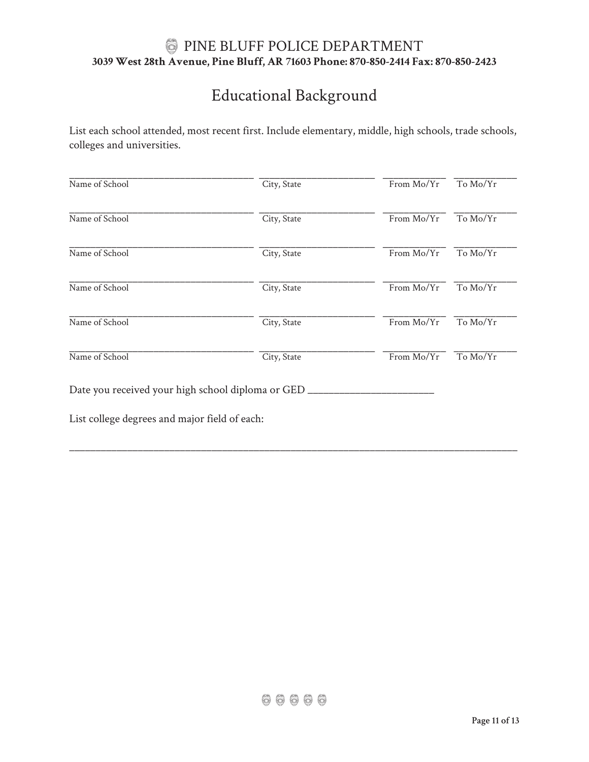# PINE BLUFF POLICE DEPARTMENT

**3039 West 28th Avenue, Pine Bluff, AR 71603 Phone: 870-850-2414 Fax: 870-850-2423**

## Educational Background

List each school attended, most recent first. Include elementary, middle, high schools, trade schools, colleges and universities.

| Name of School | City, State | From Mo/Yr | To Mo/Yr |
|---|---|---|---|
| | | | |
| | | | |
| | | | |
| | | | |
| | | | |
| | | | |

Date you received your high school diploma or GED ________________________

List college degrees and major field of each:

______________________________________________________________________________________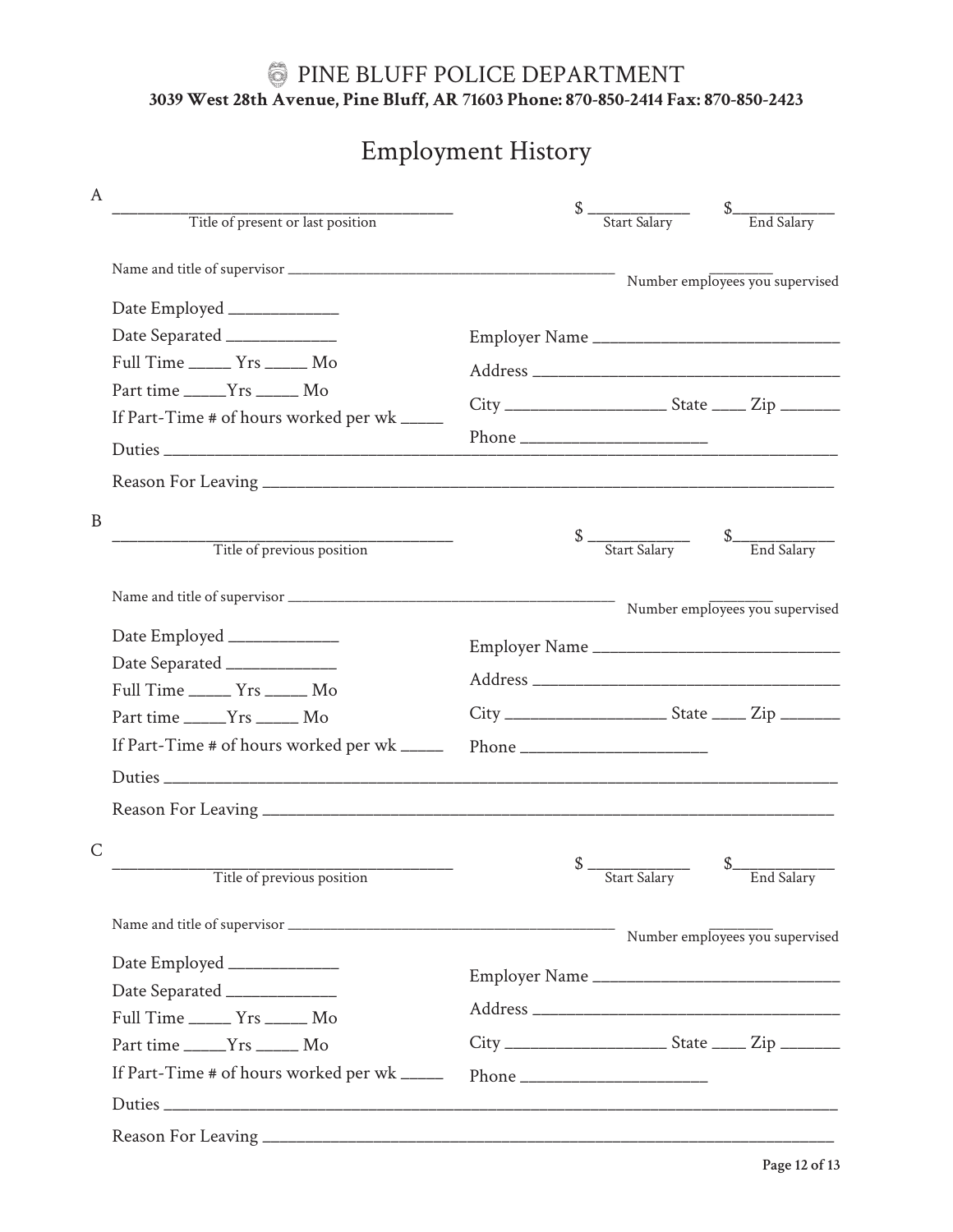# PINE BLUFF POLICE DEPARTMENT

**3039 West 28th Avenue, Pine Bluff, AR 71603 Phone: 870-850-2414 Fax: 870-850-2423**

## Employment History

**A**

________________________________________ $ ____________ $ ____________
Title of present or last position — Start Salary — End Salary

Name and title of supervisor ____________________________________________ ________ Number employees you supervised

Date Employed _____________

Date Separated _____________

Full Time _____ Yrs _____ Mo

Part time _____Yrs _____ Mo

If Part-Time # of hours worked per wk _____

Employer Name _____________________________

Address ___________________________________

City __________________ State ____ Zip _______

Phone _____________________

Duties ______________________________________________________________________________

Reason For Leaving ____________________________________________________________________

**B**

________________________________________ $ ____________ $ ____________
Title of previous position — Start Salary — End Salary

Name and title of supervisor ____________________________________________ ________ Number employees you supervised

Date Employed _____________

Date Separated _____________

Full Time _____ Yrs _____ Mo

Part time _____Yrs _____ Mo

If Part-Time # of hours worked per wk _____

Employer Name _____________________________

Address ___________________________________

City __________________ State ____ Zip _______

Phone _____________________

Duties ______________________________________________________________________________

Reason For Leaving ____________________________________________________________________

**C**

________________________________________ $ ____________ $ ____________
Title of previous position — Start Salary — End Salary

Name and title of supervisor ____________________________________________ ________ Number employees you supervised

Date Employed _____________

Date Separated _____________

Full Time _____ Yrs _____ Mo

Part time _____Yrs _____ Mo

If Part-Time # of hours worked per wk _____

Employer Name _____________________________

Address ___________________________________

City __________________ State ____ Zip _______

Phone _____________________

Duties ______________________________________________________________________________

Reason For Leaving ____________________________________________________________________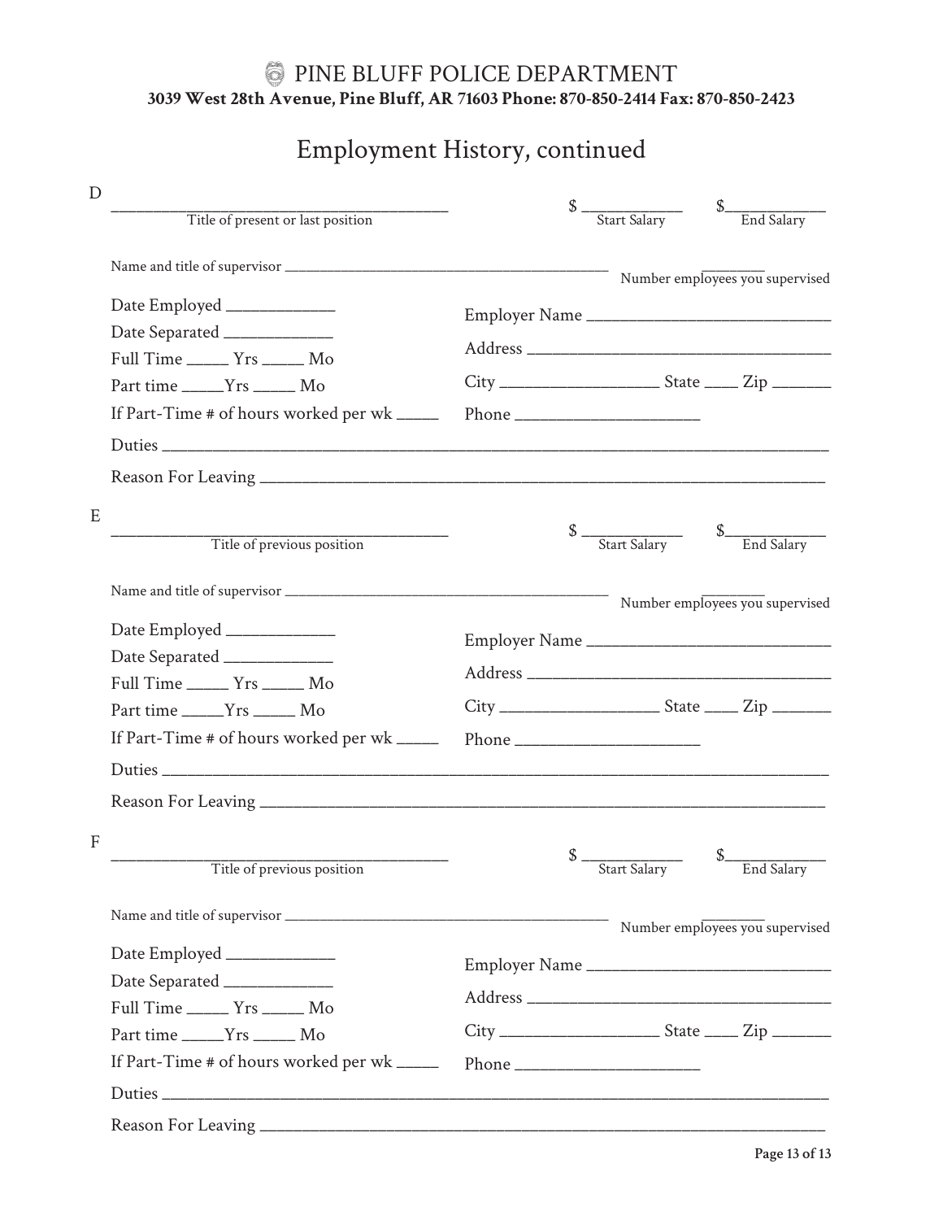# PINE BLUFF POLICE DEPARTMENT

**3039 West 28th Avenue, Pine Bluff, AR 71603 Phone: 870-850-2414 Fax: 870-850-2423**

## Employment History, continued

D

______________________________ Title of present or last position

$ __________ Start Salary $__________ End Salary

Name and title of supervisor ______________________________ ________ Number employees you supervised

Date Employed ____________

Date Separated ____________

Full Time _____ Yrs _____ Mo

Part time _____Yrs _____ Mo

If Part-Time # of hours worked per wk _____

Employer Name ______________________________

Address ______________________________

City __________________ State ____ Zip _______

Phone ____________________

Duties ______________________________________________________________

Reason For Leaving ______________________________________________________

E

______________________________ Title of previous position

$ __________ Start Salary $__________ End Salary

Name and title of supervisor ______________________________ ________ Number employees you supervised

Date Employed ____________

Date Separated ____________

Full Time _____ Yrs _____ Mo

Part time _____Yrs _____ Mo

If Part-Time # of hours worked per wk _____

Employer Name ______________________________

Address ______________________________

City __________________ State ____ Zip _______

Phone ____________________

Duties ______________________________________________________________

Reason For Leaving ______________________________________________________

F

______________________________ Title of previous position

$ __________ Start Salary $__________ End Salary

Name and title of supervisor ______________________________ ________ Number employees you supervised

Date Employed ____________

Date Separated ____________

Full Time _____ Yrs _____ Mo

Part time _____Yrs _____ Mo

If Part-Time # of hours worked per wk _____

Employer Name ______________________________

Address ______________________________

City __________________ State ____ Zip _______

Phone ____________________

Duties ______________________________________________________________

Reason For Leaving ______________________________________________________